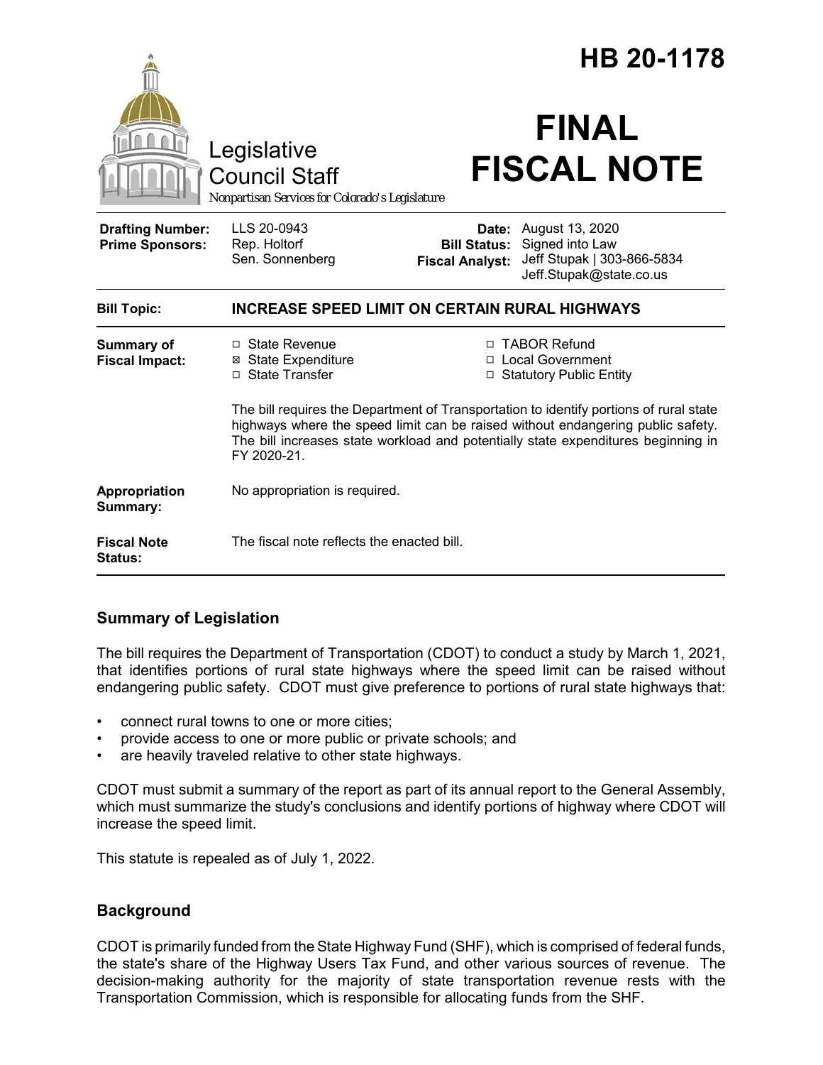# HB 20-1178

Legislative Council Staff

*Nonpartisan Services for Colorado's Legislature*

# FINAL FISCAL NOTE

| | | | |
|---|---|---|---|
| **Drafting Number:** | LLS 20-0943 | **Date:** | August 13, 2020 |
| **Prime Sponsors:** | Rep. Holtorf | **Bill Status:** | Signed into Law |
| | Sen. Sonnenberg | **Fiscal Analyst:** | Jeff Stupak \| 303-866-5834 |
| | | | Jeff.Stupak@state.co.us |

| | |
|---|---|
| **Bill Topic:** | **INCREASE SPEED LIMIT ON CERTAIN RURAL HIGHWAYS** |
| **Summary of Fiscal Impact:** | ☐ State Revenue ☒ State Expenditure ☐ State Transfer ☐ TABOR Refund ☐ Local Government ☐ Statutory Public Entity<br><br>The bill requires the Department of Transportation to identify portions of rural state highways where the speed limit can be raised without endangering public safety. The bill increases state workload and potentially state expenditures beginning in FY 2020-21. |
| **Appropriation Summary:** | No appropriation is required. |
| **Fiscal Note Status:** | The fiscal note reflects the enacted bill. |

## Summary of Legislation

The bill requires the Department of Transportation (CDOT) to conduct a study by March 1, 2021, that identifies portions of rural state highways where the speed limit can be raised without endangering public safety. CDOT must give preference to portions of rural state highways that:

- connect rural towns to one or more cities;
- provide access to one or more public or private schools; and
- are heavily traveled relative to other state highways.

CDOT must submit a summary of the report as part of its annual report to the General Assembly, which must summarize the study's conclusions and identify portions of highway where CDOT will increase the speed limit.

This statute is repealed as of July 1, 2022.

## Background

CDOT is primarily funded from the State Highway Fund (SHF), which is comprised of federal funds, the state's share of the Highway Users Tax Fund, and other various sources of revenue. The decision-making authority for the majority of state transportation revenue rests with the Transportation Commission, which is responsible for allocating funds from the SHF.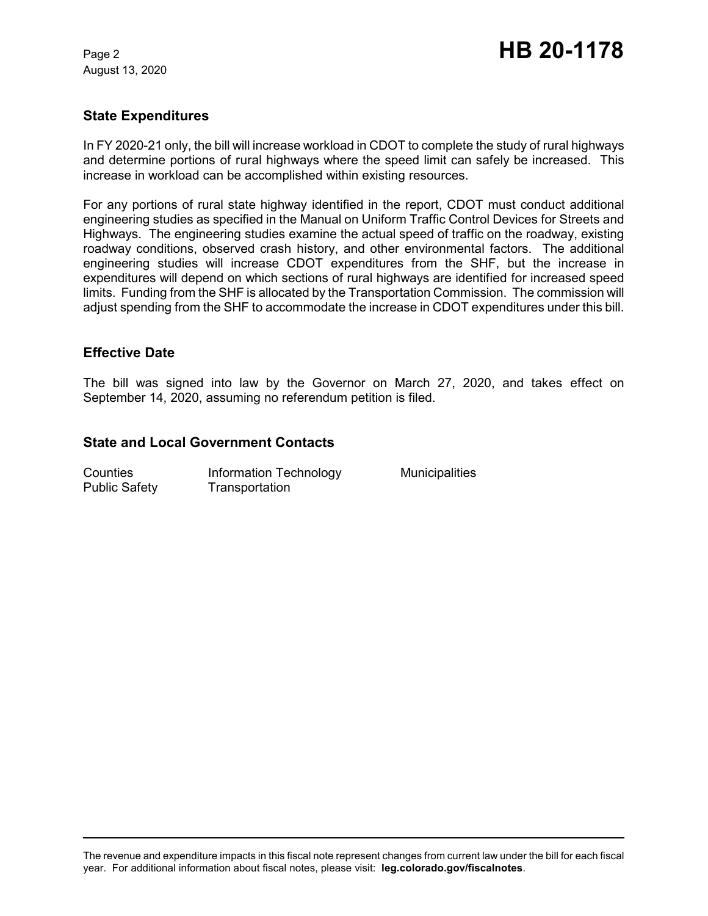## State Expenditures

In FY 2020-21 only, the bill will increase workload in CDOT to complete the study of rural highways and determine portions of rural highways where the speed limit can safely be increased. This increase in workload can be accomplished within existing resources.

For any portions of rural state highway identified in the report, CDOT must conduct additional engineering studies as specified in the Manual on Uniform Traffic Control Devices for Streets and Highways. The engineering studies examine the actual speed of traffic on the roadway, existing roadway conditions, observed crash history, and other environmental factors. The additional engineering studies will increase CDOT expenditures from the SHF, but the increase in expenditures will depend on which sections of rural highways are identified for increased speed limits. Funding from the SHF is allocated by the Transportation Commission. The commission will adjust spending from the SHF to accommodate the increase in CDOT expenditures under this bill.

## Effective Date

The bill was signed into law by the Governor on March 27, 2020, and takes effect on September 14, 2020, assuming no referendum petition is filed.

## State and Local Government Contacts

| | | |
|---|---|---|
| Counties | Information Technology | Municipalities |
| Public Safety | Transportation | |

The revenue and expenditure impacts in this fiscal note represent changes from current law under the bill for each fiscal year. For additional information about fiscal notes, please visit: **leg.colorado.gov/fiscalnotes**.